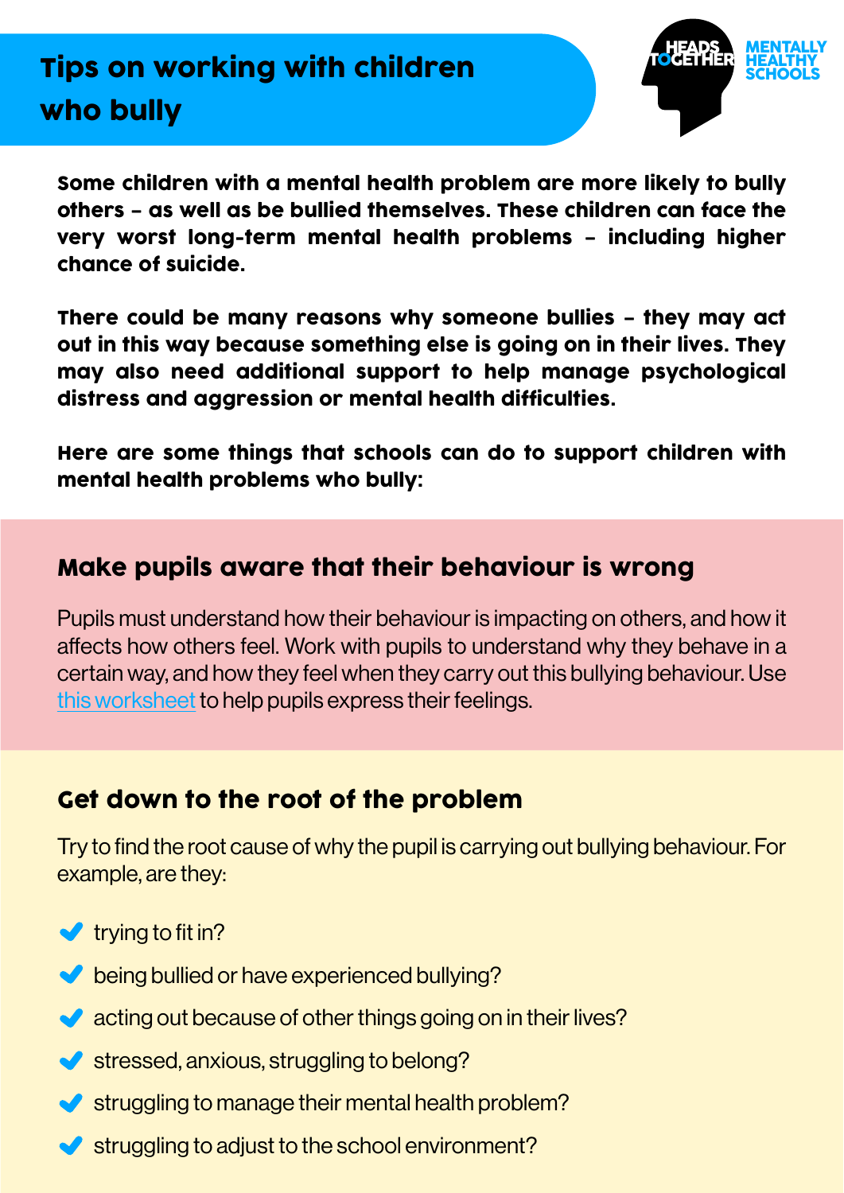# Tips on working with children who bully

HEADS TOGETHER MENTALLY HEALTHY SCHOOLS

**Some children with a mental health problem are more likely to bully others – as well as be bullied themselves. These children can face the very worst long-term mental health problems – including higher chance of suicide.**

**There could be many reasons why someone bullies – they may act out in this way because something else is going on in their lives. They may also need additional support to help manage psychological distress and aggression or mental health difficulties.**

**Here are some things that schools can do to support children with mental health problems who bully:**

## Make pupils aware that their behaviour is wrong

Pupils must understand how their behaviour is impacting on others, and how it affects how others feel. Work with pupils to understand why they behave in a certain way, and how they feel when they carry out this bullying behaviour. Use this worksheet to help pupils express their feelings.

## Get down to the root of the problem

Try to find the root cause of why the pupil is carrying out bullying behaviour. For example, are they:

- trying to fit in?
- being bullied or have experienced bullying?
- acting out because of other things going on in their lives?
- stressed, anxious, struggling to belong?
- struggling to manage their mental health problem?
- struggling to adjust to the school environment?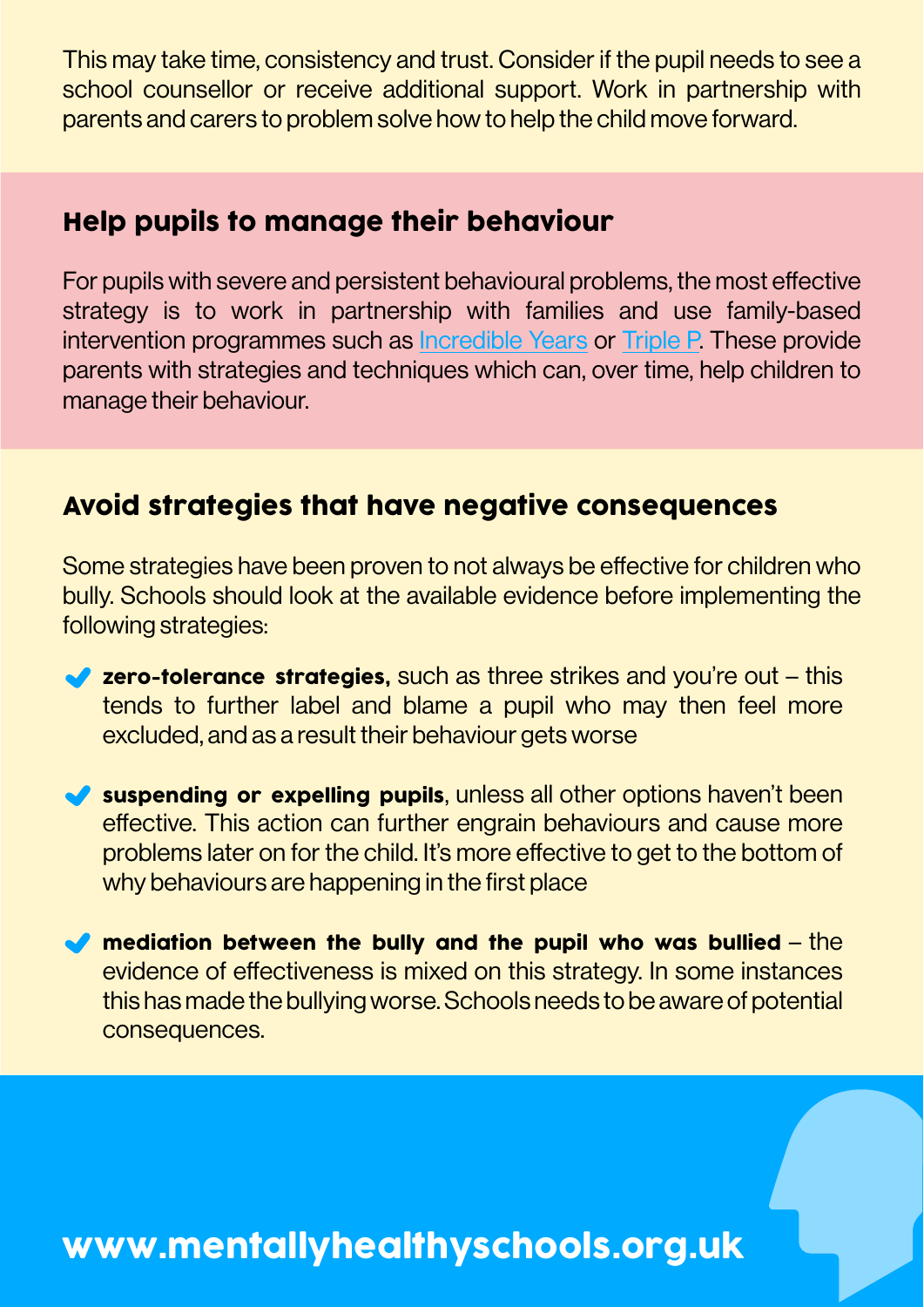This may take time, consistency and trust. Consider if the pupil needs to see a school counsellor or receive additional support. Work in partnership with parents and carers to problem solve how to help the child move forward.

## Help pupils to manage their behaviour

For pupils with severe and persistent behavioural problems, the most effective strategy is to work in partnership with families and use family-based intervention programmes such as Incredible Years or Triple P. These provide parents with strategies and techniques which can, over time, help children to manage their behaviour.

## Avoid strategies that have negative consequences

Some strategies have been proven to not always be effective for children who bully. Schools should look at the available evidence before implementing the following strategies:

- **zero-tolerance strategies,** such as three strikes and you're out – this tends to further label and blame a pupil who may then feel more excluded, and as a result their behaviour gets worse
- **suspending or expelling pupils**, unless all other options haven't been effective. This action can further engrain behaviours and cause more problems later on for the child. It's more effective to get to the bottom of why behaviours are happening in the first place
- **mediation between the bully and the pupil who was bullied** – the evidence of effectiveness is mixed on this strategy. In some instances this has made the bullying worse. Schools needs to be aware of potential consequences.

**www.mentallyhealthyschools.org.uk**